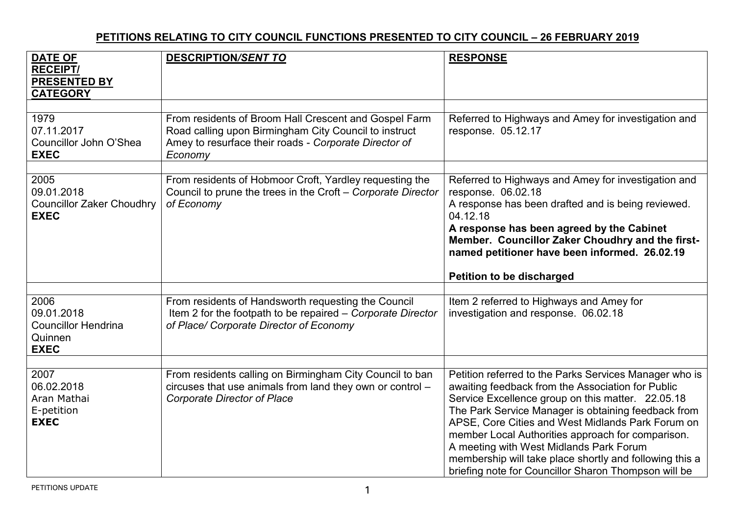# PETITIONS RELATING TO CITY COUNCIL FUNCTIONS PRESENTED TO CITY COUNCIL – 26 FEBRUARY 2019

| **DATE OF RECEIPT/ PRESENTED BY CATEGORY** | **DESCRIPTION/*SENT TO*** | **RESPONSE** |
|---|---|---|
| 1979<br>07.11.2017<br>Councillor John O'Shea<br>**EXEC** | From residents of Broom Hall Crescent and Gospel Farm Road calling upon Birmingham City Council to instruct Amey to resurface their roads - *Corporate Director of Economy* | Referred to Highways and Amey for investigation and response. 05.12.17 |
| 2005<br>09.01.2018<br>Councillor Zaker Choudhry<br>**EXEC** | From residents of Hobmoor Croft, Yardley requesting the Council to prune the trees in the Croft – *Corporate Director of Economy* | Referred to Highways and Amey for investigation and response. 06.02.18<br>A response has been drafted and is being reviewed. 04.12.18<br>**A response has been agreed by the Cabinet Member. Councillor Zaker Choudhry and the first-named petitioner have been informed. 26.02.19**<br><br>**Petition to be discharged** |
| 2006<br>09.01.2018<br>Councillor Hendrina Quinnen<br>**EXEC** | From residents of Handsworth requesting the Council Item 2 for the footpath to be repaired – *Corporate Director of Place/ Corporate Director of Economy* | Item 2 referred to Highways and Amey for investigation and response. 06.02.18 |
| 2007<br>06.02.2018<br>Aran Mathai<br>E-petition<br>**EXEC** | From residents calling on Birmingham City Council to ban circuses that use animals from land they own or control – *Corporate Director of Place* | Petition referred to the Parks Services Manager who is awaiting feedback from the Association for Public Service Excellence group on this matter. 22.05.18<br>The Park Service Manager is obtaining feedback from APSE, Core Cities and West Midlands Park Forum on member Local Authorities approach for comparison. A meeting with West Midlands Park Forum membership will take place shortly and following this a briefing note for Councillor Sharon Thompson will be |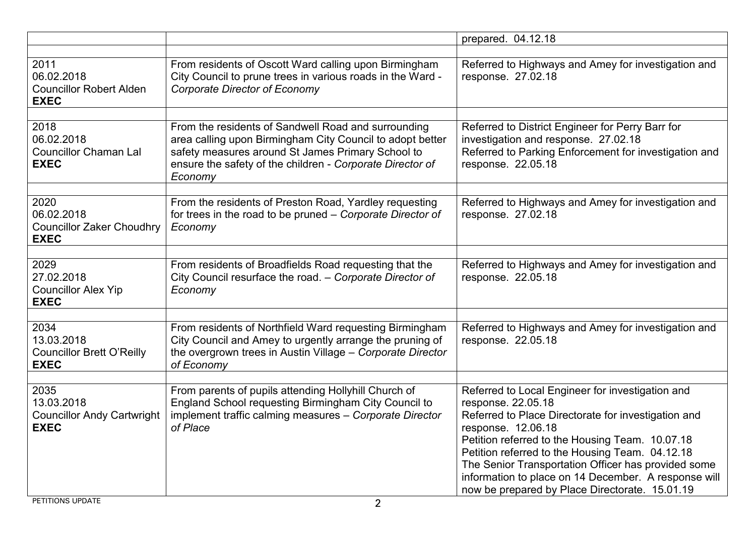| | | |
|---|---|---|
| | | prepared. 04.12.18 |
| | | |
| 2011<br>06.02.2018<br>Councillor Robert Alden<br>**EXEC** | From residents of Oscott Ward calling upon Birmingham City Council to prune trees in various roads in the Ward - *Corporate Director of Economy* | Referred to Highways and Amey for investigation and response. 27.02.18 |
| | | |
| 2018<br>06.02.2018<br>Councillor Chaman Lal<br>**EXEC** | From the residents of Sandwell Road and surrounding area calling upon Birmingham City Council to adopt better safety measures around St James Primary School to ensure the safety of the children - *Corporate Director of Economy* | Referred to District Engineer for Perry Barr for investigation and response. 27.02.18<br>Referred to Parking Enforcement for investigation and response. 22.05.18 |
| | | |
| 2020<br>06.02.2018<br>Councillor Zaker Choudhry<br>**EXEC** | From the residents of Preston Road, Yardley requesting for trees in the road to be pruned – *Corporate Director of Economy* | Referred to Highways and Amey for investigation and response. 27.02.18 |
| | | |
| 2029<br>27.02.2018<br>Councillor Alex Yip<br>**EXEC** | From residents of Broadfields Road requesting that the City Council resurface the road. – *Corporate Director of Economy* | Referred to Highways and Amey for investigation and response. 22.05.18 |
| | | |
| 2034<br>13.03.2018<br>Councillor Brett O'Reilly<br>**EXEC** | From residents of Northfield Ward requesting Birmingham City Council and Amey to urgently arrange the pruning of the overgrown trees in Austin Village – *Corporate Director of Economy* | Referred to Highways and Amey for investigation and response. 22.05.18 |
| | | |
| 2035<br>13.03.2018<br>Councillor Andy Cartwright<br>**EXEC** | From parents of pupils attending Hollyhill Church of England School requesting Birmingham City Council to implement traffic calming measures – *Corporate Director of Place* | Referred to Local Engineer for investigation and response. 22.05.18<br>Referred to Place Directorate for investigation and response. 12.06.18<br>Petition referred to the Housing Team. 10.07.18<br>Petition referred to the Housing Team. 04.12.18<br>The Senior Transportation Officer has provided some information to place on 14 December. A response will now be prepared by Place Directorate. 15.01.19 |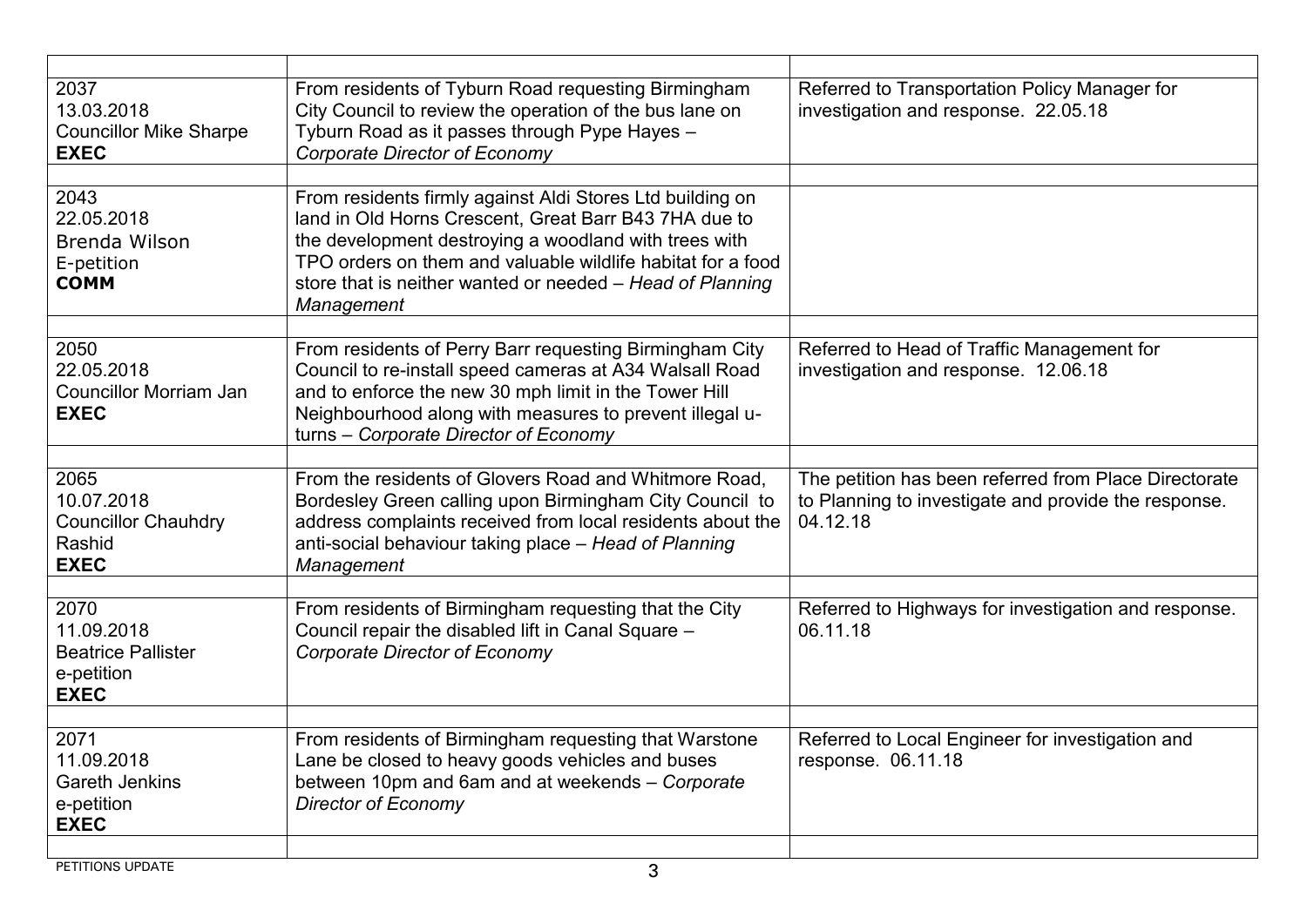| | | |
|---|---|---|
| 2037<br>13.03.2018<br>Councillor Mike Sharpe<br>**EXEC** | From residents of Tyburn Road requesting Birmingham City Council to review the operation of the bus lane on Tyburn Road as it passes through Pype Hayes – *Corporate Director of Economy* | Referred to Transportation Policy Manager for investigation and response. 22.05.18 |
| | | |
| 2043<br>22.05.2018<br>Brenda Wilson<br>E-petition<br>**COMM** | From residents firmly against Aldi Stores Ltd building on land in Old Horns Crescent, Great Barr B43 7HA due to the development destroying a woodland with trees with TPO orders on them and valuable wildlife habitat for a food store that is neither wanted or needed – *Head of Planning Management* | |
| | | |
| 2050<br>22.05.2018<br>Councillor Morriam Jan<br>**EXEC** | From residents of Perry Barr requesting Birmingham City Council to re-install speed cameras at A34 Walsall Road and to enforce the new 30 mph limit in the Tower Hill Neighbourhood along with measures to prevent illegal u-turns – *Corporate Director of Economy* | Referred to Head of Traffic Management for investigation and response. 12.06.18 |
| | | |
| 2065<br>10.07.2018<br>Councillor Chauhdry Rashid<br>**EXEC** | From the residents of Glovers Road and Whitmore Road, Bordesley Green calling upon Birmingham City Council to address complaints received from local residents about the anti-social behaviour taking place – *Head of Planning Management* | The petition has been referred from Place Directorate to Planning to investigate and provide the response. 04.12.18 |
| | | |
| 2070<br>11.09.2018<br>Beatrice Pallister<br>e-petition<br>**EXEC** | From residents of Birmingham requesting that the City Council repair the disabled lift in Canal Square – *Corporate Director of Economy* | Referred to Highways for investigation and response. 06.11.18 |
| | | |
| 2071<br>11.09.2018<br>Gareth Jenkins<br>e-petition<br>**EXEC** | From residents of Birmingham requesting that Warstone Lane be closed to heavy goods vehicles and buses between 10pm and 6am and at weekends – *Corporate Director of Economy* | Referred to Local Engineer for investigation and response. 06.11.18 |
| | | |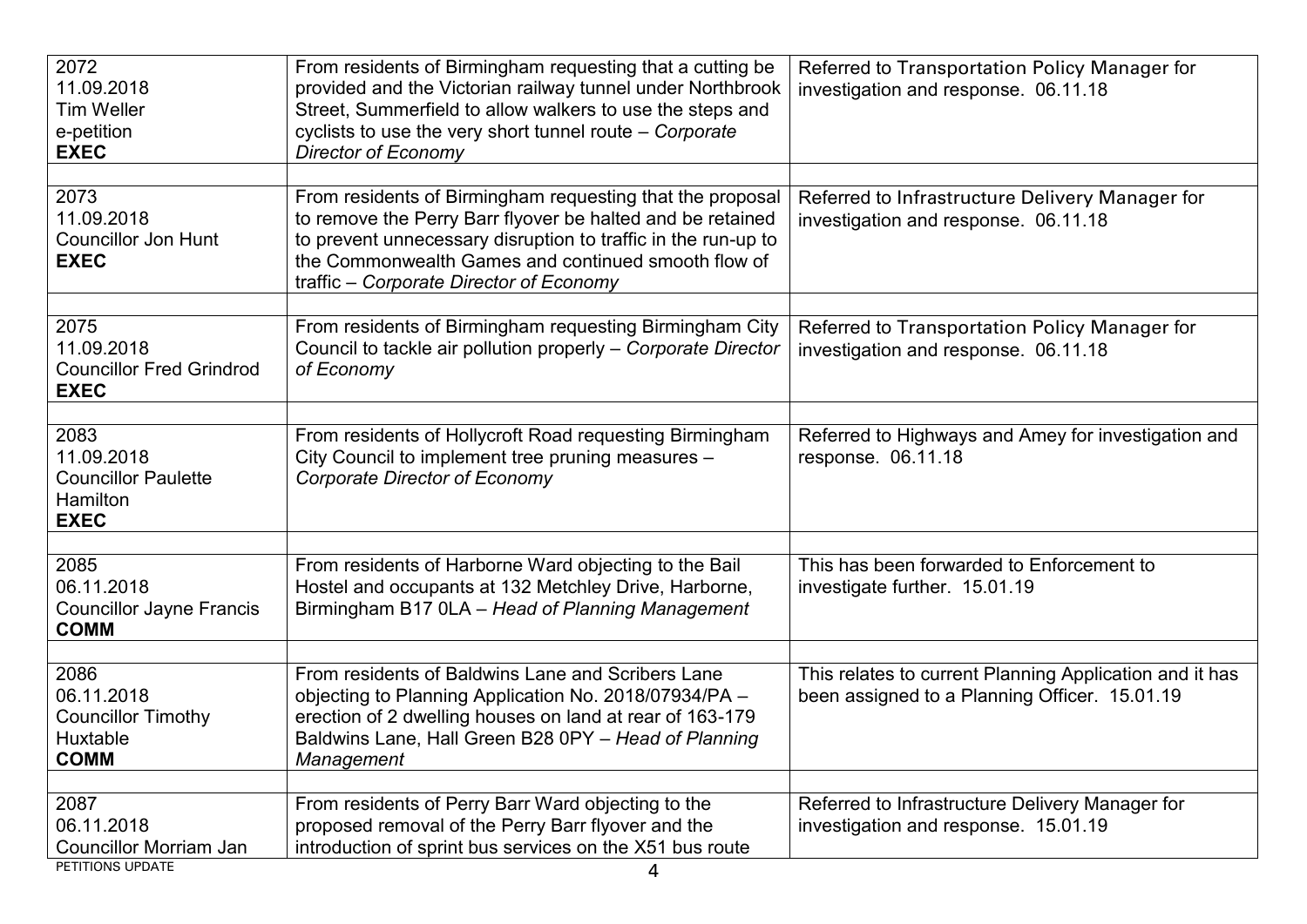| | | |
|---|---|---|
| 2072<br>11.09.2018<br>Tim Weller<br>e-petition<br>**EXEC** | From residents of Birmingham requesting that a cutting be provided and the Victorian railway tunnel under Northbrook Street, Summerfield to allow walkers to use the steps and cyclists to use the very short tunnel route – *Corporate Director of Economy* | Referred to Transportation Policy Manager for investigation and response. 06.11.18 |
| | | |
| 2073<br>11.09.2018<br>Councillor Jon Hunt<br>**EXEC** | From residents of Birmingham requesting that the proposal to remove the Perry Barr flyover be halted and be retained to prevent unnecessary disruption to traffic in the run-up to the Commonwealth Games and continued smooth flow of traffic – *Corporate Director of Economy* | Referred to Infrastructure Delivery Manager for investigation and response. 06.11.18 |
| | | |
| 2075<br>11.09.2018<br>**Councillor Fred Grindrod**<br>**EXEC** | From residents of Birmingham requesting Birmingham City Council to tackle air pollution properly – *Corporate Director of Economy* | Referred to Transportation Policy Manager for investigation and response. 06.11.18 |
| | | |
| 2083<br>11.09.2018<br>Councillor Paulette Hamilton<br>**EXEC** | From residents of Hollycroft Road requesting Birmingham City Council to implement tree pruning measures – *Corporate Director of Economy* | Referred to Highways and Amey for investigation and response. 06.11.18 |
| | | |
| 2085<br>06.11.2018<br>Councillor Jayne Francis<br>**COMM** | From residents of Harborne Ward objecting to the Bail Hostel and occupants at 132 Metchley Drive, Harborne, Birmingham B17 0LA – *Head of Planning Management* | This has been forwarded to Enforcement to investigate further. 15.01.19 |
| | | |
| 2086<br>06.11.2018<br>Councillor Timothy Huxtable<br>**COMM** | From residents of Baldwins Lane and Scribers Lane objecting to Planning Application No. 2018/07934/PA – erection of 2 dwelling houses on land at rear of 163-179 Baldwins Lane, Hall Green B28 0PY – *Head of Planning Management* | This relates to current Planning Application and it has been assigned to a Planning Officer. 15.01.19 |
| | | |
| 2087<br>06.11.2018<br>Councillor Morriam Jan | From residents of Perry Barr Ward objecting to the proposed removal of the Perry Barr flyover and the introduction of sprint bus services on the X51 bus route | Referred to Infrastructure Delivery Manager for investigation and response. 15.01.19 |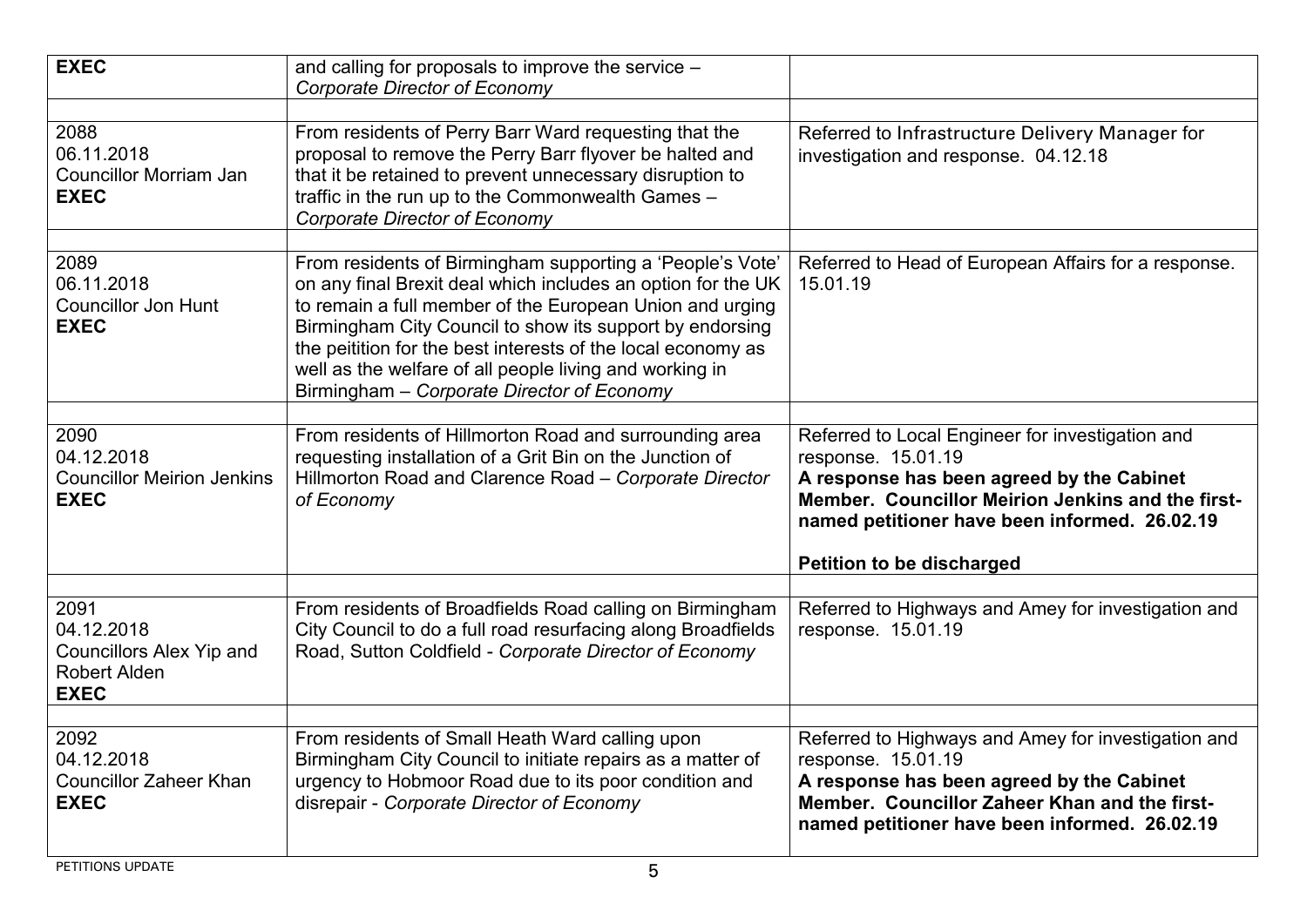| | | |
|---|---|---|
| **EXEC** | and calling for proposals to improve the service – *Corporate Director of Economy* | |
| | | |
| 2088<br>06.11.2018<br>Councillor Morriam Jan<br>**EXEC** | From residents of Perry Barr Ward requesting that the proposal to remove the Perry Barr flyover be halted and that it be retained to prevent unnecessary disruption to traffic in the run up to the Commonwealth Games – *Corporate Director of Economy* | Referred to Infrastructure Delivery Manager for investigation and response. 04.12.18 |
| | | |
| 2089<br>06.11.2018<br>Councillor Jon Hunt<br>**EXEC** | From residents of Birmingham supporting a 'People's Vote' on any final Brexit deal which includes an option for the UK to remain a full member of the European Union and urging Birmingham City Council to show its support by endorsing the peitition for the best interests of the local economy as well as the welfare of all people living and working in Birmingham – *Corporate Director of Economy* | Referred to Head of European Affairs for a response. 15.01.19 |
| | | |
| 2090<br>04.12.2018<br>Councillor Meirion Jenkins<br>**EXEC** | From residents of Hillmorton Road and surrounding area requesting installation of a Grit Bin on the Junction of Hillmorton Road and Clarence Road – *Corporate Director of Economy* | Referred to Local Engineer for investigation and response. 15.01.19<br>**A response has been agreed by the Cabinet Member. Councillor Meirion Jenkins and the first-named petitioner have been informed. 26.02.19**<br><br>**Petition to be discharged** |
| | | |
| 2091<br>04.12.2018<br>Councillors Alex Yip and Robert Alden<br>**EXEC** | From residents of Broadfields Road calling on Birmingham City Council to do a full road resurfacing along Broadfields Road, Sutton Coldfield - *Corporate Director of Economy* | Referred to Highways and Amey for investigation and response. 15.01.19 |
| | | |
| 2092<br>04.12.2018<br>Councillor Zaheer Khan<br>**EXEC** | From residents of Small Heath Ward calling upon Birmingham City Council to initiate repairs as a matter of urgency to Hobmoor Road due to its poor condition and disrepair - *Corporate Director of Economy* | Referred to Highways and Amey for investigation and response. 15.01.19<br>**A response has been agreed by the Cabinet Member. Councillor Zaheer Khan and the first-named petitioner have been informed. 26.02.19** |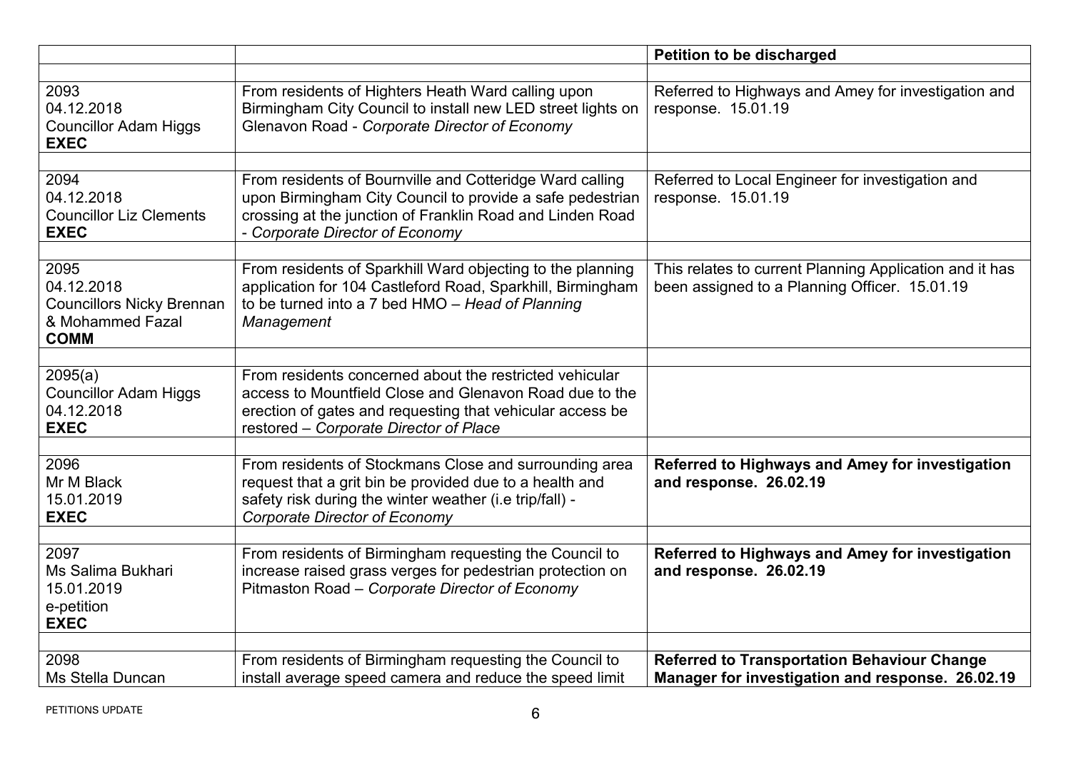| | | **Petition to be discharged** |
|---|---|---|
| | | |
| 2093<br>04.12.2018<br>Councillor Adam Higgs<br>**EXEC** | From residents of Highters Heath Ward calling upon Birmingham City Council to install new LED street lights on Glenavon Road - *Corporate Director of Economy* | Referred to Highways and Amey for investigation and response. 15.01.19 |
| | | |
| 2094<br>04.12.2018<br>Councillor Liz Clements<br>**EXEC** | From residents of Bournville and Cotteridge Ward calling upon Birmingham City Council to provide a safe pedestrian crossing at the junction of Franklin Road and Linden Road - *Corporate Director of Economy* | Referred to Local Engineer for investigation and response. 15.01.19 |
| | | |
| 2095<br>04.12.2018<br>Councillors Nicky Brennan & Mohammed Fazal<br>**COMM** | From residents of Sparkhill Ward objecting to the planning application for 104 Castleford Road, Sparkhill, Birmingham to be turned into a 7 bed HMO – *Head of Planning Management* | This relates to current Planning Application and it has been assigned to a Planning Officer. 15.01.19 |
| | | |
| 2095(a)<br>Councillor Adam Higgs<br>04.12.2018<br>**EXEC** | From residents concerned about the restricted vehicular access to Mountfield Close and Glenavon Road due to the erection of gates and requesting that vehicular access be restored – *Corporate Director of Place* | |
| | | |
| 2096<br>Mr M Black<br>15.01.2019<br>**EXEC** | From residents of Stockmans Close and surrounding area request that a grit bin be provided due to a health and safety risk during the winter weather (i.e trip/fall) - *Corporate Director of Economy* | **Referred to Highways and Amey for investigation and response. 26.02.19** |
| | | |
| 2097<br>Ms Salima Bukhari<br>15.01.2019<br>e-petition<br>**EXEC** | From residents of Birmingham requesting the Council to increase raised grass verges for pedestrian protection on Pitmaston Road – *Corporate Director of Economy* | **Referred to Highways and Amey for investigation and response. 26.02.19** |
| | | |
| 2098<br>Ms Stella Duncan | From residents of Birmingham requesting the Council to install average speed camera and reduce the speed limit | **Referred to Transportation Behaviour Change Manager for investigation and response. 26.02.19** |

PETITIONS UPDATE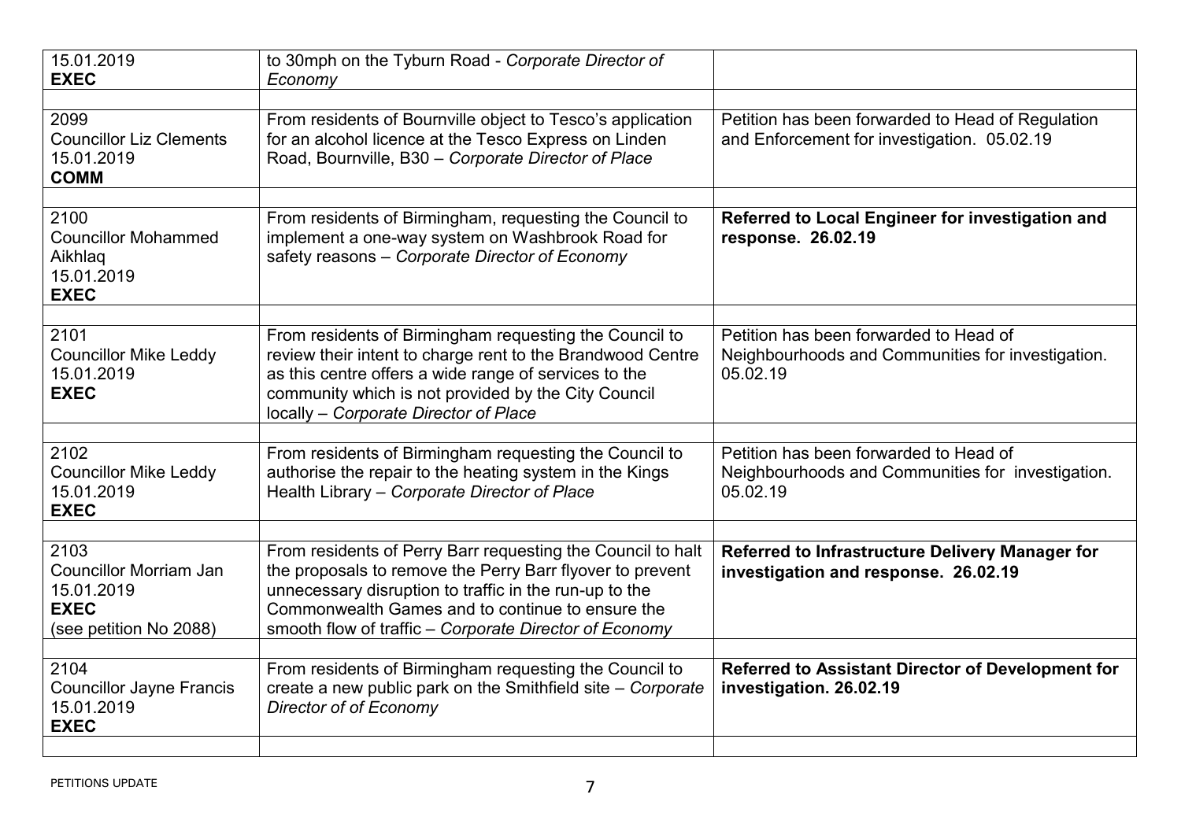| | | |
|---|---|---|
| 15.01.2019<br>**EXEC** | to 30mph on the Tyburn Road - *Corporate Director of Economy* | |
| | | |
| 2099<br>Councillor Liz Clements<br>15.01.2019<br>**COMM** | From residents of Bournville object to Tesco's application for an alcohol licence at the Tesco Express on Linden Road, Bournville, B30 – *Corporate Director of Place* | Petition has been forwarded to Head of Regulation and Enforcement for investigation. 05.02.19 |
| | | |
| 2100<br>Councillor Mohammed Aikhlaq<br>15.01.2019<br>**EXEC** | From residents of Birmingham, requesting the Council to implement a one-way system on Washbrook Road for safety reasons – *Corporate Director of Economy* | **Referred to Local Engineer for investigation and response. 26.02.19** |
| | | |
| 2101<br>Councillor Mike Leddy<br>15.01.2019<br>**EXEC** | From residents of Birmingham requesting the Council to review their intent to charge rent to the Brandwood Centre as this centre offers a wide range of services to the community which is not provided by the City Council locally – *Corporate Director of Place* | Petition has been forwarded to Head of Neighbourhoods and Communities for investigation. 05.02.19 |
| | | |
| 2102<br>Councillor Mike Leddy<br>15.01.2019<br>**EXEC** | From residents of Birmingham requesting the Council to authorise the repair to the heating system in the Kings Health Library – *Corporate Director of Place* | Petition has been forwarded to Head of Neighbourhoods and Communities for investigation. 05.02.19 |
| | | |
| 2103<br>Councillor Morriam Jan<br>15.01.2019<br>**EXEC**<br>(see petition No 2088) | From residents of Perry Barr requesting the Council to halt the proposals to remove the Perry Barr flyover to prevent unnecessary disruption to traffic in the run-up to the Commonwealth Games and to continue to ensure the smooth flow of traffic – *Corporate Director of Economy* | **Referred to Infrastructure Delivery Manager for investigation and response. 26.02.19** |
| | | |
| 2104<br>Councillor Jayne Francis<br>15.01.2019<br>**EXEC** | From residents of Birmingham requesting the Council to create a new public park on the Smithfield site – *Corporate Director of of Economy* | **Referred to Assistant Director of Development for investigation. 26.02.19** |
| | | |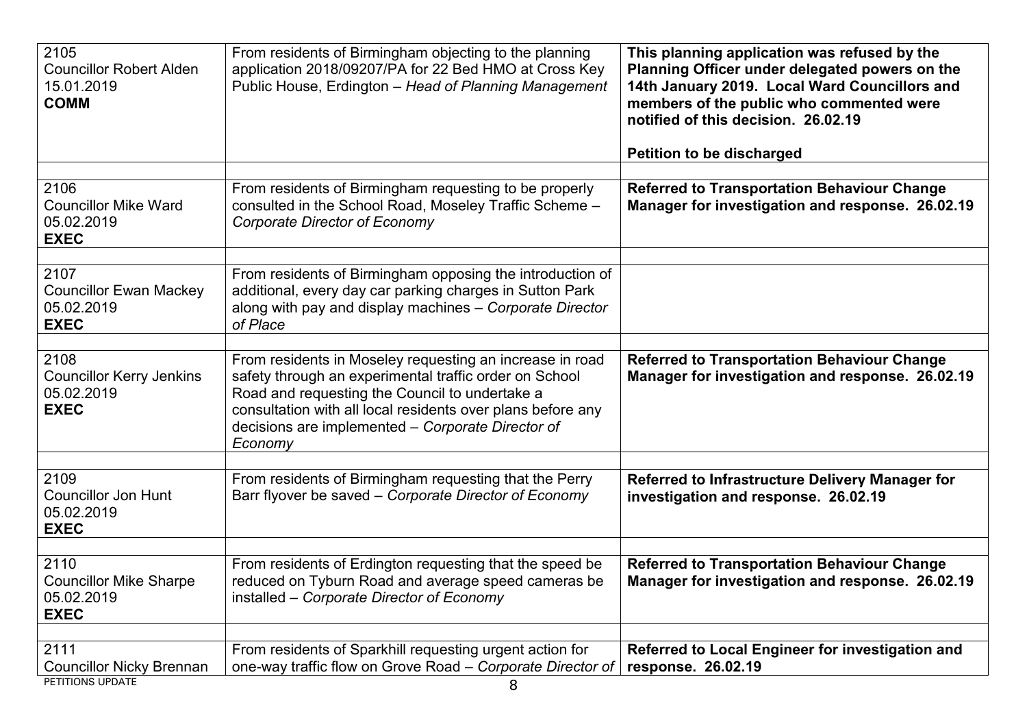| | | |
|---|---|---|
| 2105<br>Councillor Robert Alden<br>15.01.2019<br>**COMM** | From residents of Birmingham objecting to the planning application 2018/09207/PA for 22 Bed HMO at Cross Key Public House, Erdington – *Head of Planning Management* | **This planning application was refused by the Planning Officer under delegated powers on the 14th January 2019. Local Ward Councillors and members of the public who commented were notified of this decision. 26.02.19**<br><br>**Petition to be discharged** |
| | | |
| 2106<br>Councillor Mike Ward<br>05.02.2019<br>**EXEC** | From residents of Birmingham requesting to be properly consulted in the School Road, Moseley Traffic Scheme – *Corporate Director of Economy* | **Referred to Transportation Behaviour Change Manager for investigation and response. 26.02.19** |
| | | |
| 2107<br>Councillor Ewan Mackey<br>05.02.2019<br>**EXEC** | From residents of Birmingham opposing the introduction of additional, every day car parking charges in Sutton Park along with pay and display machines – *Corporate Director of Place* | |
| | | |
| 2108<br>Councillor Kerry Jenkins<br>05.02.2019<br>**EXEC** | From residents in Moseley requesting an increase in road safety through an experimental traffic order on School Road and requesting the Council to undertake a consultation with all local residents over plans before any decisions are implemented – *Corporate Director of Economy* | **Referred to Transportation Behaviour Change Manager for investigation and response. 26.02.19** |
| | | |
| 2109<br>Councillor Jon Hunt<br>05.02.2019<br>**EXEC** | From residents of Birmingham requesting that the Perry Barr flyover be saved – *Corporate Director of Economy* | **Referred to Infrastructure Delivery Manager for investigation and response. 26.02.19** |
| | | |
| 2110<br>Councillor Mike Sharpe<br>05.02.2019<br>**EXEC** | From residents of Erdington requesting that the speed be reduced on Tyburn Road and average speed cameras be installed – *Corporate Director of Economy* | **Referred to Transportation Behaviour Change Manager for investigation and response. 26.02.19** |
| | | |
| 2111<br>Councillor Nicky Brennan | From residents of Sparkhill requesting urgent action for one-way traffic flow on Grove Road – *Corporate Director of* | **Referred to Local Engineer for investigation and response. 26.02.19** |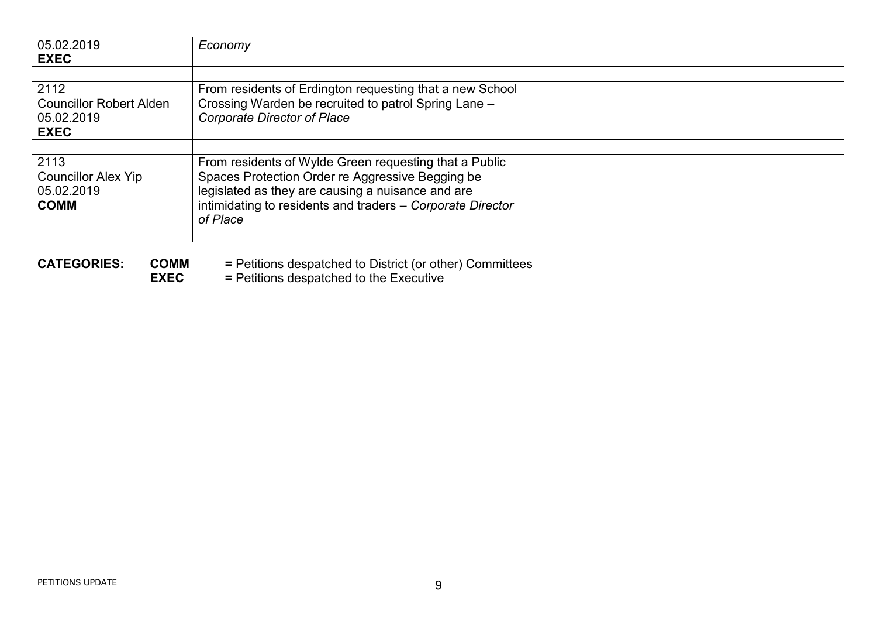| | | |
|---|---|---|
| 05.02.2019<br>**EXEC** | *Economy* | |
| | | |
| 2112<br>Councillor Robert Alden<br>05.02.2019<br>**EXEC** | From residents of Erdington requesting that a new School Crossing Warden be recruited to patrol Spring Lane – *Corporate Director of Place* | |
| | | |
| 2113<br>Councillor Alex Yip<br>05.02.2019<br>**COMM** | From residents of Wylde Green requesting that a Public Spaces Protection Order re Aggressive Begging be legislated as they are causing a nuisance and are intimidating to residents and traders – *Corporate Director of Place* | |
| | | |

**CATEGORIES:** **COMM** **=** Petitions despatched to District (or other) Committees
**EXEC** **=** Petitions despatched to the Executive